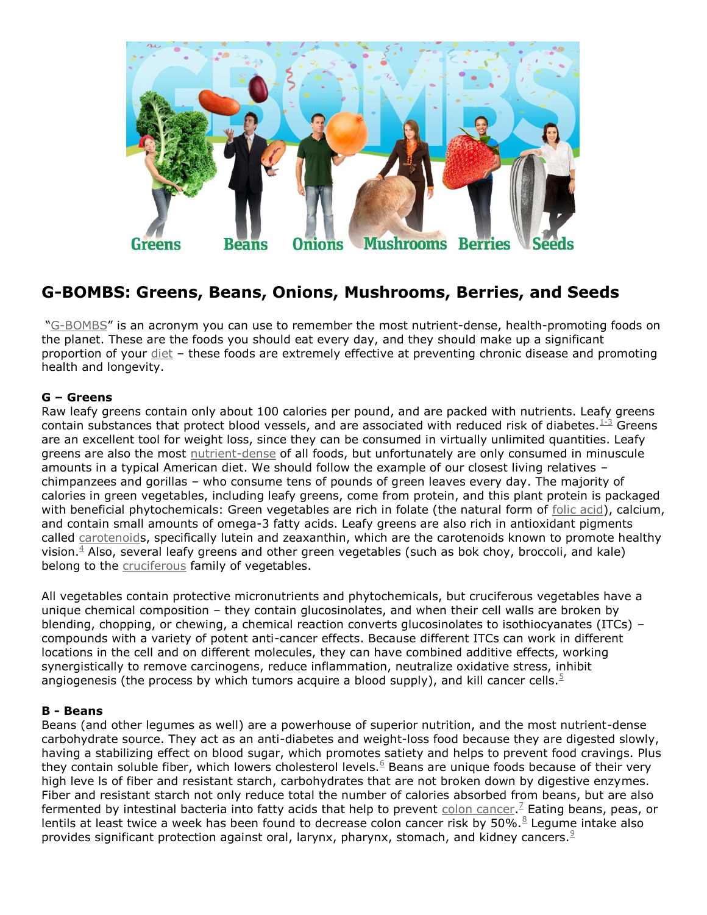# G-BOMBS: Greens, Beans, Onions, Mushrooms, Berries, and Seeds

"G-BOMBS" is an acronym you can use to remember the most nutrient-dense, health-promoting foods on the planet. These are the foods you should eat every day, and they should make up a significant proportion of your diet – these foods are extremely effective at preventing chronic disease and promoting health and longevity.

**G – Greens**
Raw leafy greens contain only about 100 calories per pound, and are packed with nutrients. Leafy greens contain substances that protect blood vessels, and are associated with reduced risk of diabetes.[1-3] Greens are an excellent tool for weight loss, since they can be consumed in virtually unlimited quantities. Leafy greens are also the most nutrient-dense of all foods, but unfortunately are only consumed in minuscule amounts in a typical American diet. We should follow the example of our closest living relatives – chimpanzees and gorillas – who consume tens of pounds of green leaves every day. The majority of calories in green vegetables, including leafy greens, come from protein, and this plant protein is packaged with beneficial phytochemicals: Green vegetables are rich in folate (the natural form of folic acid), calcium, and contain small amounts of omega-3 fatty acids. Leafy greens are also rich in antioxidant pigments called carotenoids, specifically lutein and zeaxanthin, which are the carotenoids known to promote healthy vision.[4] Also, several leafy greens and other green vegetables (such as bok choy, broccoli, and kale) belong to the cruciferous family of vegetables.

All vegetables contain protective micronutrients and phytochemicals, but cruciferous vegetables have a unique chemical composition – they contain glucosinolates, and when their cell walls are broken by blending, chopping, or chewing, a chemical reaction converts glucosinolates to isothiocyanates (ITCs) – compounds with a variety of potent anti-cancer effects. Because different ITCs can work in different locations in the cell and on different molecules, they can have combined additive effects, working synergistically to remove carcinogens, reduce inflammation, neutralize oxidative stress, inhibit angiogenesis (the process by which tumors acquire a blood supply), and kill cancer cells.[5]

**B - Beans**
Beans (and other legumes as well) are a powerhouse of superior nutrition, and the most nutrient-dense carbohydrate source. They act as an anti-diabetes and weight-loss food because they are digested slowly, having a stabilizing effect on blood sugar, which promotes satiety and helps to prevent food cravings. Plus they contain soluble fiber, which lowers cholesterol levels.[6] Beans are unique foods because of their very high leve ls of fiber and resistant starch, carbohydrates that are not broken down by digestive enzymes. Fiber and resistant starch not only reduce total the number of calories absorbed from beans, but are also fermented by intestinal bacteria into fatty acids that help to prevent colon cancer.[7] Eating beans, peas, or lentils at least twice a week has been found to decrease colon cancer risk by 50%.[8] Legume intake also provides significant protection against oral, larynx, pharynx, stomach, and kidney cancers.[9]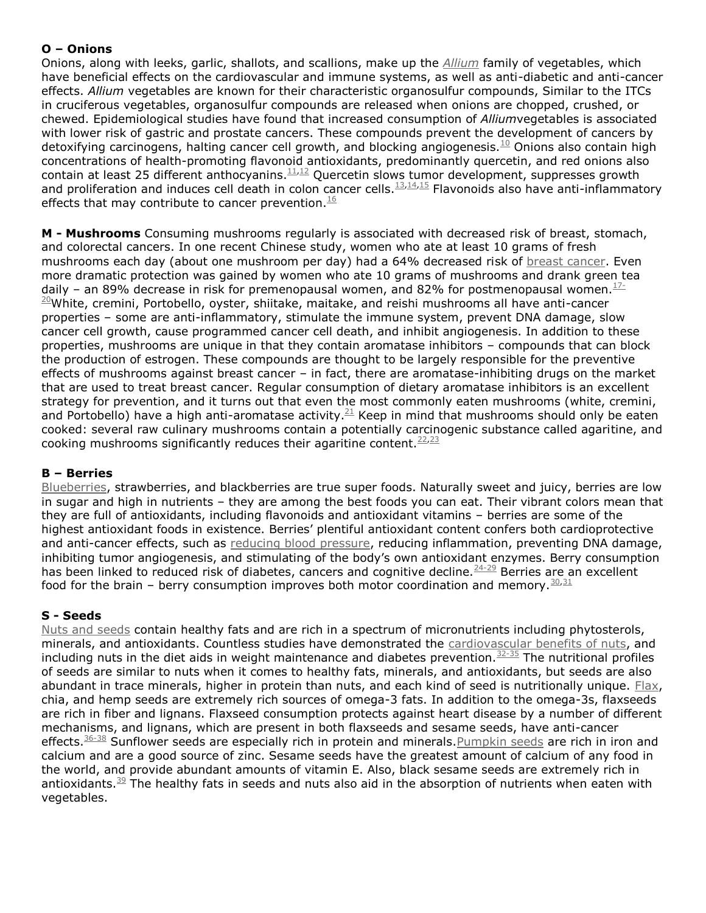**O – Onions**

Onions, along with leeks, garlic, shallots, and scallions, make up the *Allium* family of vegetables, which have beneficial effects on the cardiovascular and immune systems, as well as anti-diabetic and anti-cancer effects. *Allium* vegetables are known for their characteristic organosulfur compounds, Similar to the ITCs in cruciferous vegetables, organosulfur compounds are released when onions are chopped, crushed, or chewed. Epidemiological studies have found that increased consumption of *Allium*vegetables is associated with lower risk of gastric and prostate cancers. These compounds prevent the development of cancers by detoxifying carcinogens, halting cancer cell growth, and blocking angiogenesis.[10] Onions also contain high concentrations of health-promoting flavonoid antioxidants, predominantly quercetin, and red onions also contain at least 25 different anthocyanins.[11,12] Quercetin slows tumor development, suppresses growth and proliferation and induces cell death in colon cancer cells.[13,14,15] Flavonoids also have anti-inflammatory effects that may contribute to cancer prevention.[16]

**M - Mushrooms** Consuming mushrooms regularly is associated with decreased risk of breast, stomach, and colorectal cancers. In one recent Chinese study, women who ate at least 10 grams of fresh mushrooms each day (about one mushroom per day) had a 64% decreased risk of breast cancer. Even more dramatic protection was gained by women who ate 10 grams of mushrooms and drank green tea daily – an 89% decrease in risk for premenopausal women, and 82% for postmenopausal women.[17-20]White, cremini, Portobello, oyster, shiitake, maitake, and reishi mushrooms all have anti-cancer properties – some are anti-inflammatory, stimulate the immune system, prevent DNA damage, slow cancer cell growth, cause programmed cancer cell death, and inhibit angiogenesis. In addition to these properties, mushrooms are unique in that they contain aromatase inhibitors – compounds that can block the production of estrogen. These compounds are thought to be largely responsible for the preventive effects of mushrooms against breast cancer – in fact, there are aromatase-inhibiting drugs on the market that are used to treat breast cancer. Regular consumption of dietary aromatase inhibitors is an excellent strategy for prevention, and it turns out that even the most commonly eaten mushrooms (white, cremini, and Portobello) have a high anti-aromatase activity.[21] Keep in mind that mushrooms should only be eaten cooked: several raw culinary mushrooms contain a potentially carcinogenic substance called agaritine, and cooking mushrooms significantly reduces their agaritine content.[22,23]

**B – Berries**

Blueberries, strawberries, and blackberries are true super foods. Naturally sweet and juicy, berries are low in sugar and high in nutrients – they are among the best foods you can eat. Their vibrant colors mean that they are full of antioxidants, including flavonoids and antioxidant vitamins – berries are some of the highest antioxidant foods in existence. Berries' plentiful antioxidant content confers both cardioprotective and anti-cancer effects, such as reducing blood pressure, reducing inflammation, preventing DNA damage, inhibiting tumor angiogenesis, and stimulating of the body's own antioxidant enzymes. Berry consumption has been linked to reduced risk of diabetes, cancers and cognitive decline.[24-29] Berries are an excellent food for the brain – berry consumption improves both motor coordination and memory.[30,31]

**S - Seeds**

Nuts and seeds contain healthy fats and are rich in a spectrum of micronutrients including phytosterols, minerals, and antioxidants. Countless studies have demonstrated the cardiovascular benefits of nuts, and including nuts in the diet aids in weight maintenance and diabetes prevention.[32-35] The nutritional profiles of seeds are similar to nuts when it comes to healthy fats, minerals, and antioxidants, but seeds are also abundant in trace minerals, higher in protein than nuts, and each kind of seed is nutritionally unique. Flax, chia, and hemp seeds are extremely rich sources of omega-3 fats. In addition to the omega-3s, flaxseeds are rich in fiber and lignans. Flaxseed consumption protects against heart disease by a number of different mechanisms, and lignans, which are present in both flaxseeds and sesame seeds, have anti-cancer effects.[36-38] Sunflower seeds are especially rich in protein and minerals.Pumpkin seeds are rich in iron and calcium and are a good source of zinc. Sesame seeds have the greatest amount of calcium of any food in the world, and provide abundant amounts of vitamin E. Also, black sesame seeds are extremely rich in antioxidants.[39] The healthy fats in seeds and nuts also aid in the absorption of nutrients when eaten with vegetables.